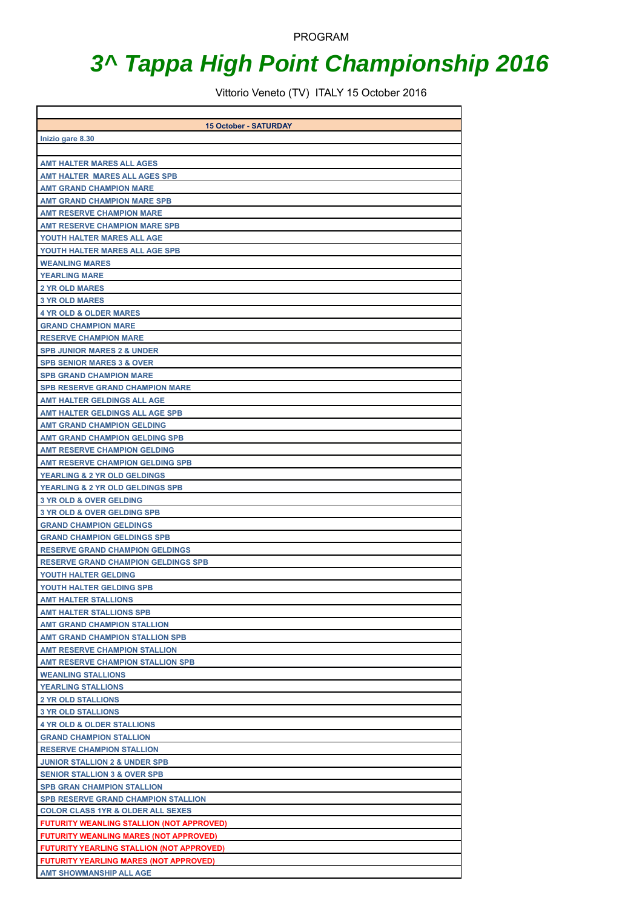PROGRAM

# *3^ Tappa High Point Championship 2016*

Vittorio Veneto (TV)  ITALY 15 October 2016

| **15 October - SATURDAY** |
|---|
| **Inizio gare 8.30** |
| |
| **AMT HALTER MARES ALL AGES** |
| **AMT HALTER  MARES ALL AGES SPB** |
| **AMT GRAND CHAMPION MARE** |
| **AMT GRAND CHAMPION MARE SPB** |
| **AMT RESERVE CHAMPION MARE** |
| **AMT RESERVE CHAMPION MARE SPB** |
| **YOUTH HALTER MARES ALL AGE** |
| **YOUTH HALTER MARES ALL AGE SPB** |
| **WEANLING MARES** |
| **YEARLING MARE** |
| **2 YR OLD MARES** |
| **3 YR OLD MARES** |
| **4 YR OLD & OLDER MARES** |
| **GRAND CHAMPION MARE** |
| **RESERVE CHAMPION MARE** |
| **SPB JUNIOR MARES 2 & UNDER** |
| **SPB SENIOR MARES 3 & OVER** |
| **SPB GRAND CHAMPION MARE** |
| **SPB RESERVE GRAND CHAMPION MARE** |
| **AMT HALTER GELDINGS ALL AGE** |
| **AMT HALTER GELDINGS ALL AGE SPB** |
| **AMT GRAND CHAMPION GELDING** |
| **AMT GRAND CHAMPION GELDING SPB** |
| **AMT RESERVE CHAMPION GELDING** |
| **AMT RESERVE CHAMPION GELDING SPB** |
| **YEARLING & 2 YR OLD GELDINGS** |
| **YEARLING & 2 YR OLD GELDINGS SPB** |
| **3 YR OLD & OVER GELDING** |
| **3 YR OLD & OVER GELDING SPB** |
| **GRAND CHAMPION GELDINGS** |
| **GRAND CHAMPION GELDINGS SPB** |
| **RESERVE GRAND CHAMPION GELDINGS** |
| **RESERVE GRAND CHAMPION GELDINGS SPB** |
| **YOUTH HALTER GELDING** |
| **YOUTH HALTER GELDING SPB** |
| **AMT HALTER STALLIONS** |
| **AMT HALTER STALLIONS SPB** |
| **AMT GRAND CHAMPION STALLION** |
| **AMT GRAND CHAMPION STALLION SPB** |
| **AMT RESERVE CHAMPION STALLION** |
| **AMT RESERVE CHAMPION STALLION SPB** |
| **WEANLING STALLIONS** |
| **YEARLING STALLIONS** |
| **2 YR OLD STALLIONS** |
| **3 YR OLD STALLIONS** |
| **4 YR OLD & OLDER STALLIONS** |
| **GRAND CHAMPION STALLION** |
| **RESERVE CHAMPION STALLION** |
| **JUNIOR STALLION 2 & UNDER SPB** |
| **SENIOR STALLION 3 & OVER SPB** |
| **SPB GRAN CHAMPION STALLION** |
| **SPB RESERVE GRAND CHAMPION STALLION** |
| **COLOR CLASS 1YR & OLDER ALL SEXES** |
| **FUTURITY WEANLING STALLION (NOT APPROVED)** |
| **FUTURITY WEANLING MARES (NOT APPROVED)** |
| **FUTURITY YEARLING STALLION (NOT APPROVED)** |
| **FUTURITY YEARLING MARES (NOT APPROVED)** |
| **AMT SHOWMANSHIP ALL AGE** |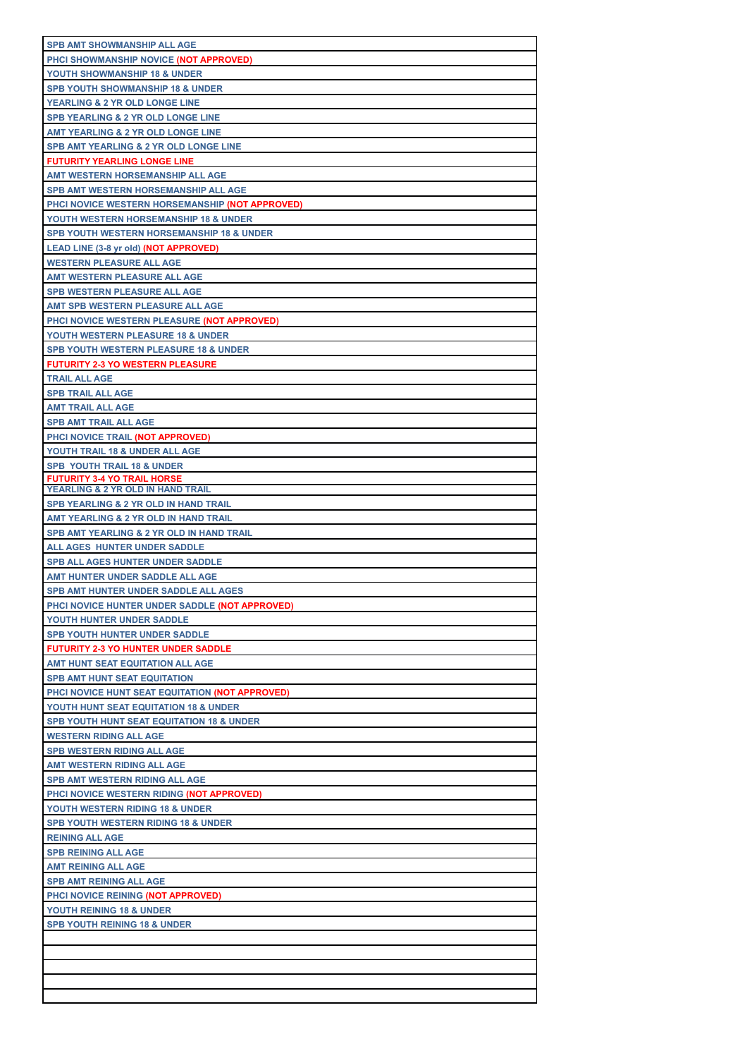| |
|---|
| SPB AMT SHOWMANSHIP ALL AGE |
| PHCI SHOWMANSHIP NOVICE (NOT APPROVED) |
| YOUTH SHOWMANSHIP 18 & UNDER |
| SPB YOUTH SHOWMANSHIP 18 & UNDER |
| YEARLING & 2 YR OLD LONGE LINE |
| SPB YEARLING & 2 YR OLD LONGE LINE |
| AMT YEARLING & 2 YR OLD LONGE LINE |
| SPB AMT YEARLING & 2 YR OLD LONGE LINE |
| FUTURITY YEARLING LONGE LINE |
| AMT WESTERN HORSEMANSHIP ALL AGE |
| SPB AMT WESTERN HORSEMANSHIP ALL AGE |
| PHCI NOVICE WESTERN HORSEMANSHIP (NOT APPROVED) |
| YOUTH WESTERN HORSEMANSHIP 18 & UNDER |
| SPB YOUTH WESTERN HORSEMANSHIP 18 & UNDER |
| LEAD LINE (3-8 yr old) (NOT APPROVED) |
| WESTERN PLEASURE ALL AGE |
| AMT WESTERN PLEASURE ALL AGE |
| SPB WESTERN PLEASURE ALL AGE |
| AMT SPB WESTERN PLEASURE ALL AGE |
| PHCI NOVICE WESTERN PLEASURE (NOT APPROVED) |
| YOUTH WESTERN PLEASURE 18 & UNDER |
| SPB YOUTH WESTERN PLEASURE 18 & UNDER |
| FUTURITY 2-3 YO WESTERN PLEASURE |
| TRAIL ALL AGE |
| SPB TRAIL ALL AGE |
| AMT TRAIL ALL AGE |
| SPB AMT TRAIL ALL AGE |
| PHCI NOVICE TRAIL (NOT APPROVED) |
| YOUTH TRAIL 18 & UNDER ALL AGE |
| SPB YOUTH TRAIL 18 & UNDER |
| FUTURITY 3-4 YO TRAIL HORSE |
| YEARLING & 2 YR OLD IN HAND TRAIL |
| SPB YEARLING & 2 YR OLD IN HAND TRAIL |
| AMT YEARLING & 2 YR OLD IN HAND TRAIL |
| SPB AMT YEARLING & 2 YR OLD IN HAND TRAIL |
| ALL AGES HUNTER UNDER SADDLE |
| SPB ALL AGES HUNTER UNDER SADDLE |
| AMT HUNTER UNDER SADDLE ALL AGE |
| SPB AMT HUNTER UNDER SADDLE ALL AGES |
| PHCI NOVICE HUNTER UNDER SADDLE (NOT APPROVED) |
| YOUTH HUNTER UNDER SADDLE |
| SPB YOUTH HUNTER UNDER SADDLE |
| FUTURITY 2-3 YO HUNTER UNDER SADDLE |
| AMT HUNT SEAT EQUITATION ALL AGE |
| SPB AMT HUNT SEAT EQUITATION |
| PHCI NOVICE HUNT SEAT EQUITATION (NOT APPROVED) |
| YOUTH HUNT SEAT EQUITATION 18 & UNDER |
| SPB YOUTH HUNT SEAT EQUITATION 18 & UNDER |
| WESTERN RIDING ALL AGE |
| SPB WESTERN RIDING ALL AGE |
| AMT WESTERN RIDING ALL AGE |
| SPB AMT WESTERN RIDING ALL AGE |
| PHCI NOVICE WESTERN RIDING (NOT APPROVED) |
| YOUTH WESTERN RIDING 18 & UNDER |
| SPB YOUTH WESTERN RIDING 18 & UNDER |
| REINING ALL AGE |
| SPB REINING ALL AGE |
| AMT REINING ALL AGE |
| SPB AMT REINING ALL AGE |
| PHCI NOVICE REINING (NOT APPROVED) |
| YOUTH REINING 18 & UNDER |
| SPB YOUTH REINING 18 & UNDER |
| |
| |
| |
| |
| |